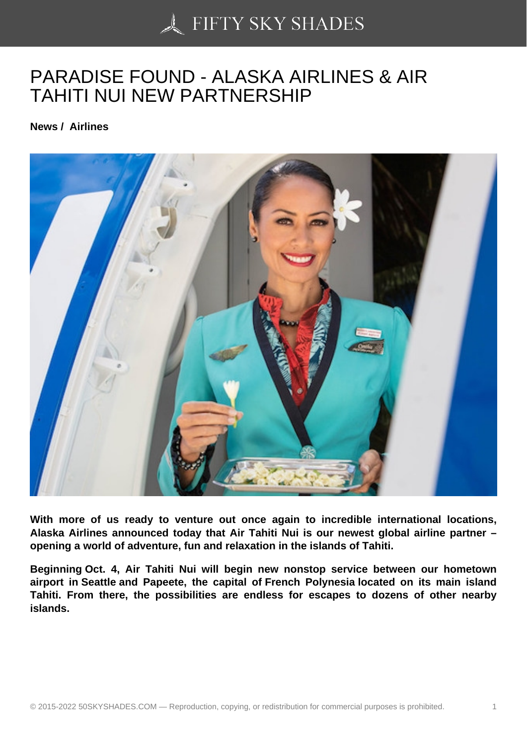# PARADISE FOUND - ALASKA AIRLINES & AIR TAHITI NUI NEW PARTNERSHIP

**News / Airlines**

**With more of us ready to venture out once again to incredible international locations, Alaska Airlines announced today that Air Tahiti Nui is our newest global airline partner – opening a world of adventure, fun and relaxation in the islands of Tahiti.**

**Beginning Oct. 4, Air Tahiti Nui will begin new nonstop service between our hometown airport in Seattle and Papeete, the capital of French Polynesia located on its main island Tahiti. From there, the possibilities are endless for escapes to dozens of other nearby islands.**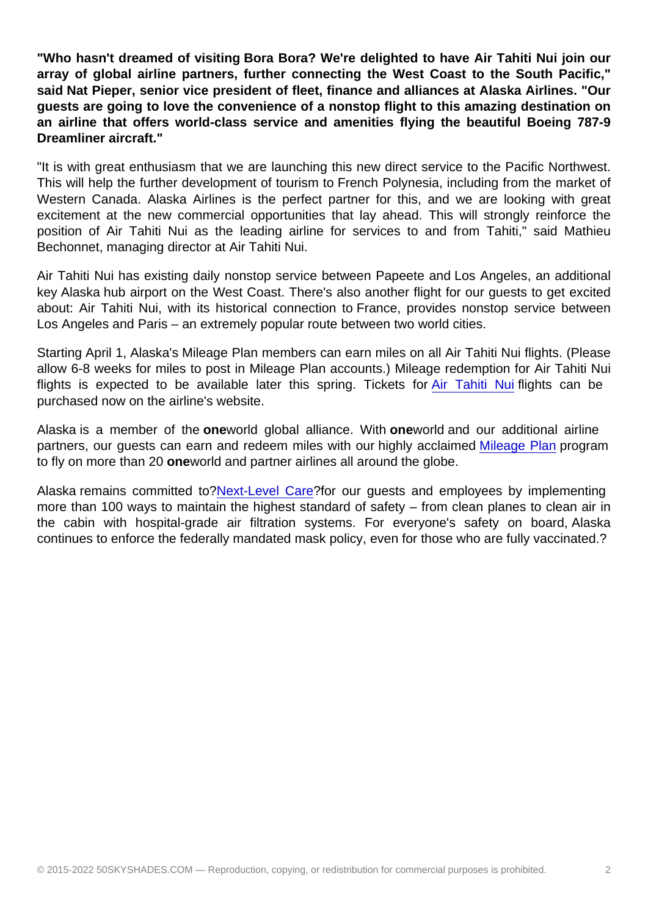**"Who hasn't dreamed of visiting Bora Bora? We're delighted to have Air Tahiti Nui join our array of global airline partners, further connecting the West Coast to the South Pacific," said Nat Pieper, senior vice president of fleet, finance and alliances at Alaska Airlines. "Our guests are going to love the convenience of a nonstop flight to this amazing destination on an airline that offers world-class service and amenities flying the beautiful Boeing 787-9 Dreamliner aircraft."**

"It is with great enthusiasm that we are launching this new direct service to the Pacific Northwest. This will help the further development of tourism to French Polynesia, including from the market of Western Canada. Alaska Airlines is the perfect partner for this, and we are looking with great excitement at the new commercial opportunities that lay ahead. This will strongly reinforce the position of Air Tahiti Nui as the leading airline for services to and from Tahiti," said Mathieu Bechonnet, managing director at Air Tahiti Nui.

Air Tahiti Nui has existing daily nonstop service between Papeete and Los Angeles, an additional key Alaska hub airport on the West Coast. There's also another flight for our guests to get excited about: Air Tahiti Nui, with its historical connection to France, provides nonstop service between Los Angeles and Paris – an extremely popular route between two world cities.

Starting April 1, Alaska's Mileage Plan members can earn miles on all Air Tahiti Nui flights. (Please allow 6-8 weeks for miles to post in Mileage Plan accounts.) Mileage redemption for Air Tahiti Nui flights is expected to be available later this spring. Tickets for Air Tahiti Nui flights can be purchased now on the airline's website.

Alaska is a member of the **one**world global alliance. With **one**world and our additional airline partners, our guests can earn and redeem miles with our highly acclaimed Mileage Plan program to fly on more than 20 **one**world and partner airlines all around the globe.

Alaska remains committed to?Next-Level Care?for our guests and employees by implementing more than 100 ways to maintain the highest standard of safety – from clean planes to clean air in the cabin with hospital-grade air filtration systems. For everyone's safety on board, Alaska continues to enforce the federally mandated mask policy, even for those who are fully vaccinated.?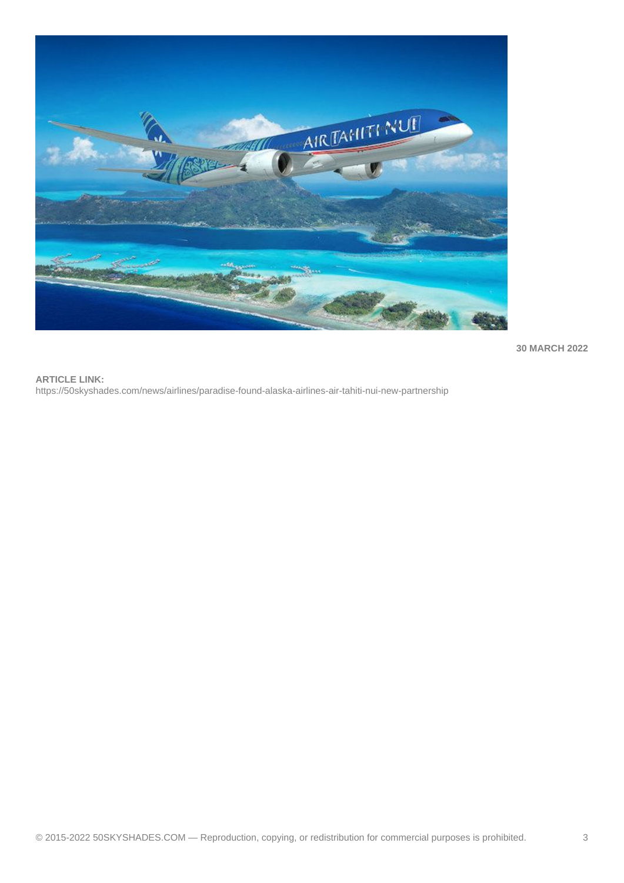**30 MARCH 2022**

**ARTICLE LINK:**
https://50skyshades.com/news/airlines/paradise-found-alaska-airlines-air-tahiti-nui-new-partnership